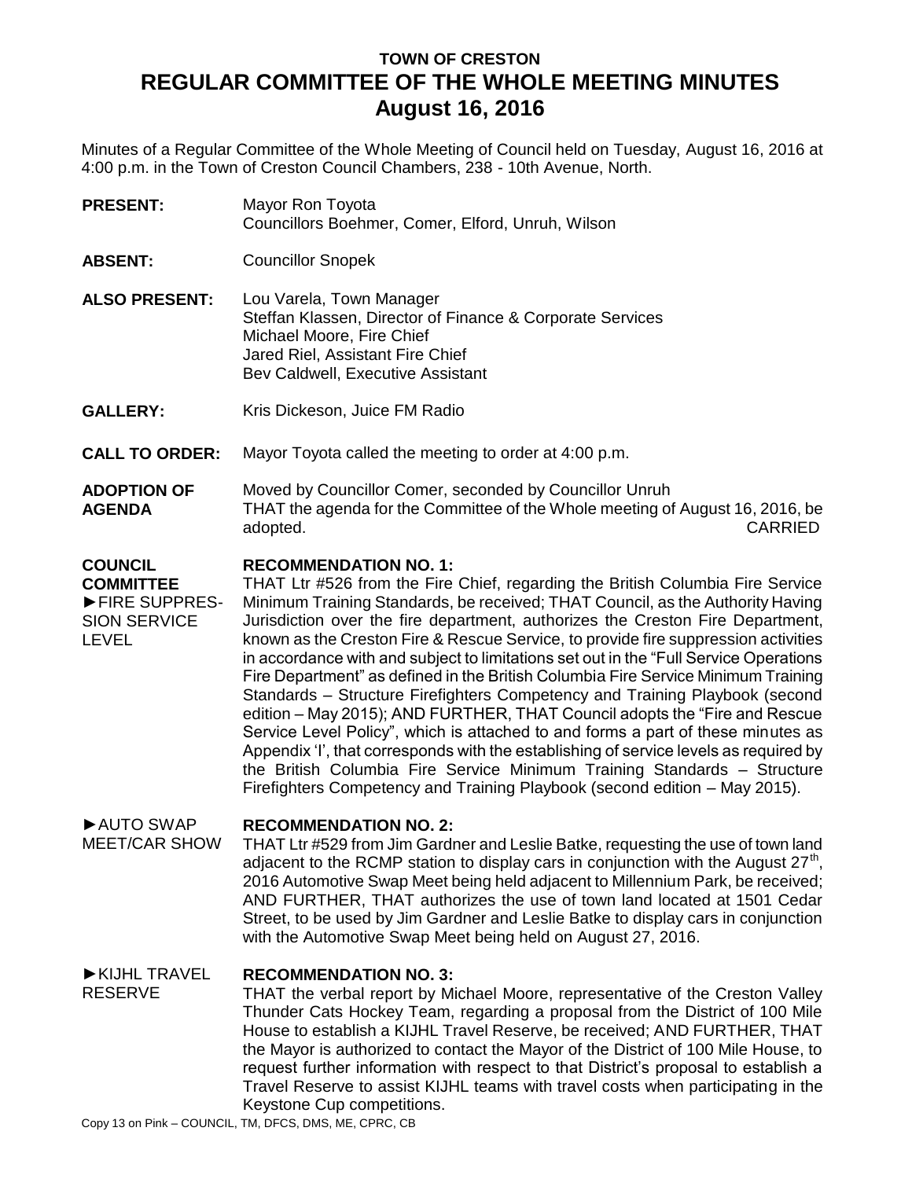# TOWN OF CRESTON
# REGULAR COMMITTEE OF THE WHOLE MEETING MINUTES
## August 16, 2016

Minutes of a Regular Committee of the Whole Meeting of Council held on Tuesday, August 16, 2016 at 4:00 p.m. in the Town of Creston Council Chambers, 238 - 10th Avenue, North.

**PRESENT:** Mayor Ron Toyota
Councillors Boehmer, Comer, Elford, Unruh, Wilson

**ABSENT:** Councillor Snopek

**ALSO PRESENT:** Lou Varela, Town Manager
Steffan Klassen, Director of Finance & Corporate Services
Michael Moore, Fire Chief
Jared Riel, Assistant Fire Chief
Bev Caldwell, Executive Assistant

**GALLERY:** Kris Dickeson, Juice FM Radio

**CALL TO ORDER:** Mayor Toyota called the meeting to order at 4:00 p.m.

**ADOPTION OF AGENDA**

Moved by Councillor Comer, seconded by Councillor Unruh
THAT the agenda for the Committee of the Whole meeting of August 16, 2016, be adopted. CARRIED

**COUNCIL COMMITTEE**

►FIRE SUPPRESSION SERVICE LEVEL

**RECOMMENDATION NO. 1:**
THAT Ltr #526 from the Fire Chief, regarding the British Columbia Fire Service Minimum Training Standards, be received; THAT Council, as the Authority Having Jurisdiction over the fire department, authorizes the Creston Fire Department, known as the Creston Fire & Rescue Service, to provide fire suppression activities in accordance with and subject to limitations set out in the "Full Service Operations Fire Department" as defined in the British Columbia Fire Service Minimum Training Standards – Structure Firefighters Competency and Training Playbook (second edition – May 2015); AND FURTHER, THAT Council adopts the "Fire and Rescue Service Level Policy", which is attached to and forms a part of these minutes as Appendix 'I', that corresponds with the establishing of service levels as required by the British Columbia Fire Service Minimum Training Standards – Structure Firefighters Competency and Training Playbook (second edition – May 2015).

►AUTO SWAP MEET/CAR SHOW

**RECOMMENDATION NO. 2:**
THAT Ltr #529 from Jim Gardner and Leslie Batke, requesting the use of town land adjacent to the RCMP station to display cars in conjunction with the August 27th, 2016 Automotive Swap Meet being held adjacent to Millennium Park, be received; AND FURTHER, THAT authorizes the use of town land located at 1501 Cedar Street, to be used by Jim Gardner and Leslie Batke to display cars in conjunction with the Automotive Swap Meet being held on August 27, 2016.

►KIJHL TRAVEL RESERVE

**RECOMMENDATION NO. 3:**
THAT the verbal report by Michael Moore, representative of the Creston Valley Thunder Cats Hockey Team, regarding a proposal from the District of 100 Mile House to establish a KIJHL Travel Reserve, be received; AND FURTHER, THAT the Mayor is authorized to contact the Mayor of the District of 100 Mile House, to request further information with respect to that District's proposal to establish a Travel Reserve to assist KIJHL teams with travel costs when participating in the Keystone Cup competitions.

Copy 13 on Pink – COUNCIL, TM, DFCS, DMS, ME, CPRC, CB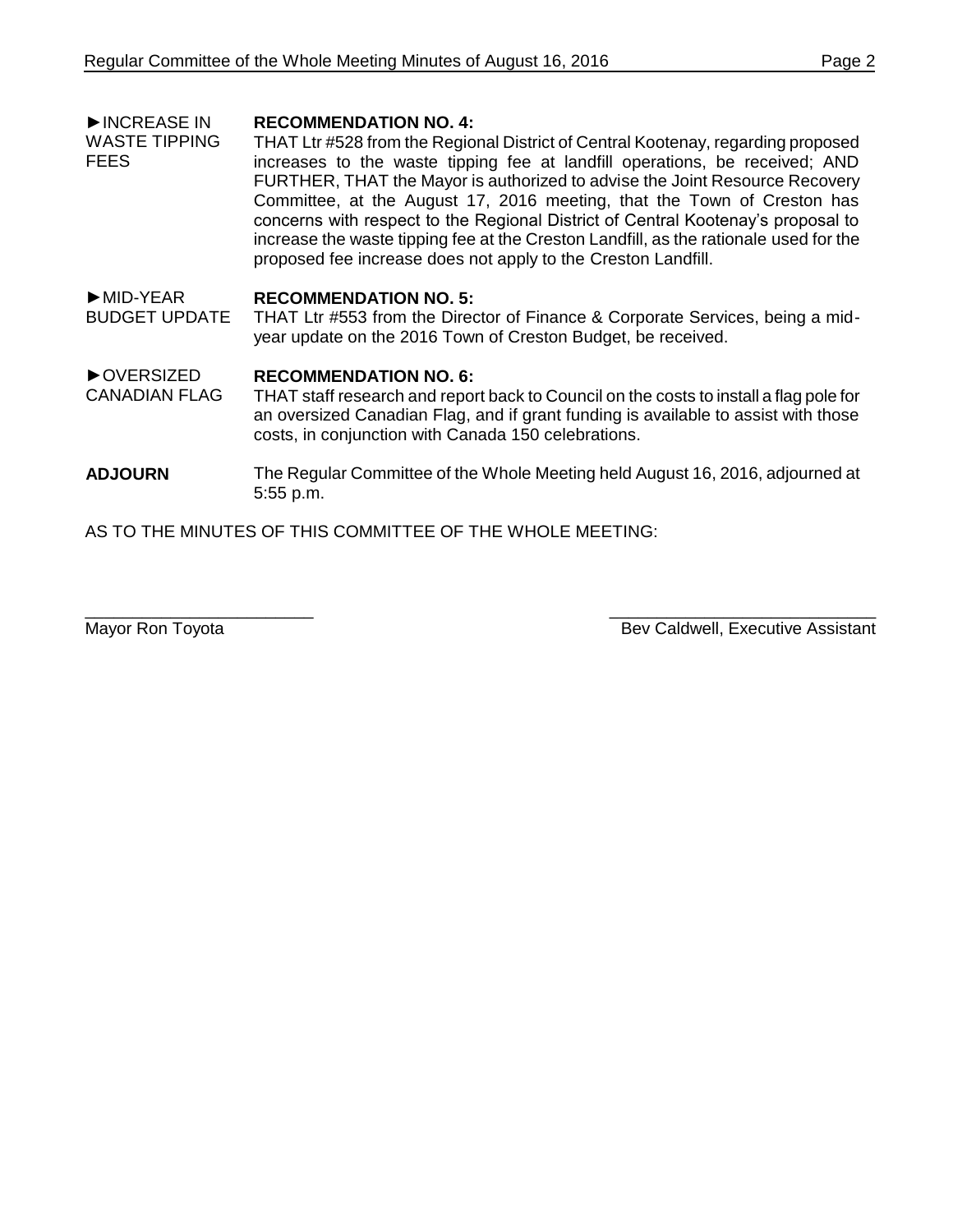►INCREASE IN WASTE TIPPING FEES

**RECOMMENDATION NO. 4:**
THAT Ltr #528 from the Regional District of Central Kootenay, regarding proposed increases to the waste tipping fee at landfill operations, be received; AND FURTHER, THAT the Mayor is authorized to advise the Joint Resource Recovery Committee, at the August 17, 2016 meeting, that the Town of Creston has concerns with respect to the Regional District of Central Kootenay's proposal to increase the waste tipping fee at the Creston Landfill, as the rationale used for the proposed fee increase does not apply to the Creston Landfill.

►MID-YEAR BUDGET UPDATE

**RECOMMENDATION NO. 5:**
THAT Ltr #553 from the Director of Finance & Corporate Services, being a mid-year update on the 2016 Town of Creston Budget, be received.

►OVERSIZED CANADIAN FLAG

**RECOMMENDATION NO. 6:**
THAT staff research and report back to Council on the costs to install a flag pole for an oversized Canadian Flag, and if grant funding is available to assist with those costs, in conjunction with Canada 150 celebrations.

**ADJOURN**

The Regular Committee of the Whole Meeting held August 16, 2016, adjourned at 5:55 p.m.

AS TO THE MINUTES OF THIS COMMITTEE OF THE WHOLE MEETING:

\_\_\_\_\_\_\_\_\_\_\_\_\_\_\_\_\_\_\_\_\_\_\_\_
Mayor Ron Toyota

\_\_\_\_\_\_\_\_\_\_\_\_\_\_\_\_\_\_\_\_\_\_\_\_\_\_\_\_
Bev Caldwell, Executive Assistant